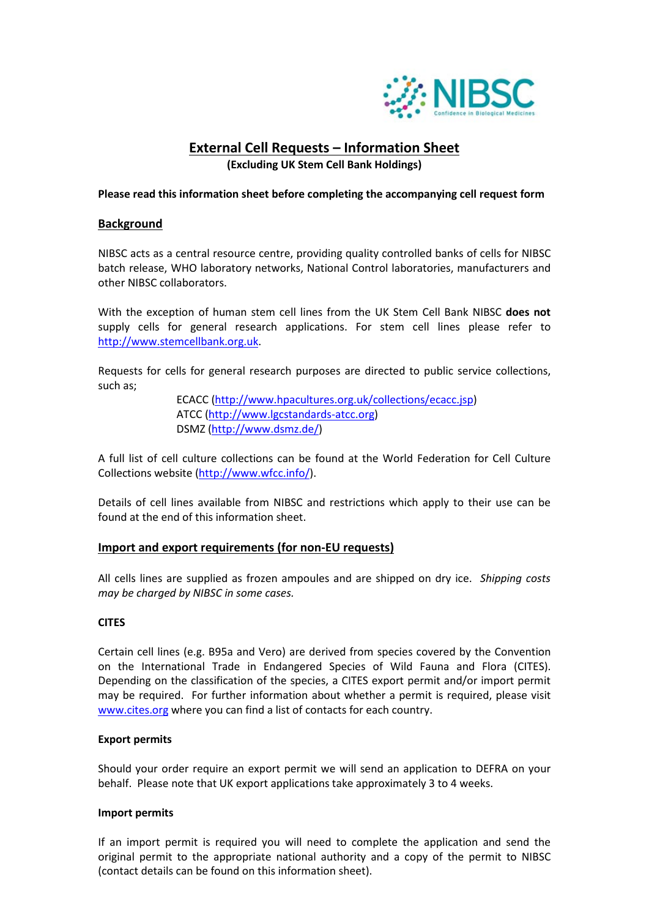# External Cell Requests – Information Sheet

**(Excluding UK Stem Cell Bank Holdings)**

**Please read this information sheet before completing the accompanying cell request form**

## Background

NIBSC acts as a central resource centre, providing quality controlled banks of cells for NIBSC batch release, WHO laboratory networks, National Control laboratories, manufacturers and other NIBSC collaborators.

With the exception of human stem cell lines from the UK Stem Cell Bank NIBSC **does not** supply cells for general research applications. For stem cell lines please refer to http://www.stemcellbank.org.uk.

Requests for cells for general research purposes are directed to public service collections, such as;

ECACC (http://www.hpacultures.org.uk/collections/ecacc.jsp)
ATCC (http://www.lgcstandards-atcc.org)
DSMZ (http://www.dsmz.de/)

A full list of cell culture collections can be found at the World Federation for Cell Culture Collections website (http://www.wfcc.info/).

Details of cell lines available from NIBSC and restrictions which apply to their use can be found at the end of this information sheet.

## Import and export requirements (for non-EU requests)

All cells lines are supplied as frozen ampoules and are shipped on dry ice. *Shipping costs may be charged by NIBSC in some cases.*

### CITES

Certain cell lines (e.g. B95a and Vero) are derived from species covered by the Convention on the International Trade in Endangered Species of Wild Fauna and Flora (CITES). Depending on the classification of the species, a CITES export permit and/or import permit may be required. For further information about whether a permit is required, please visit www.cites.org where you can find a list of contacts for each country.

### Export permits

Should your order require an export permit we will send an application to DEFRA on your behalf. Please note that UK export applications take approximately 3 to 4 weeks.

### Import permits

If an import permit is required you will need to complete the application and send the original permit to the appropriate national authority and a copy of the permit to NIBSC (contact details can be found on this information sheet).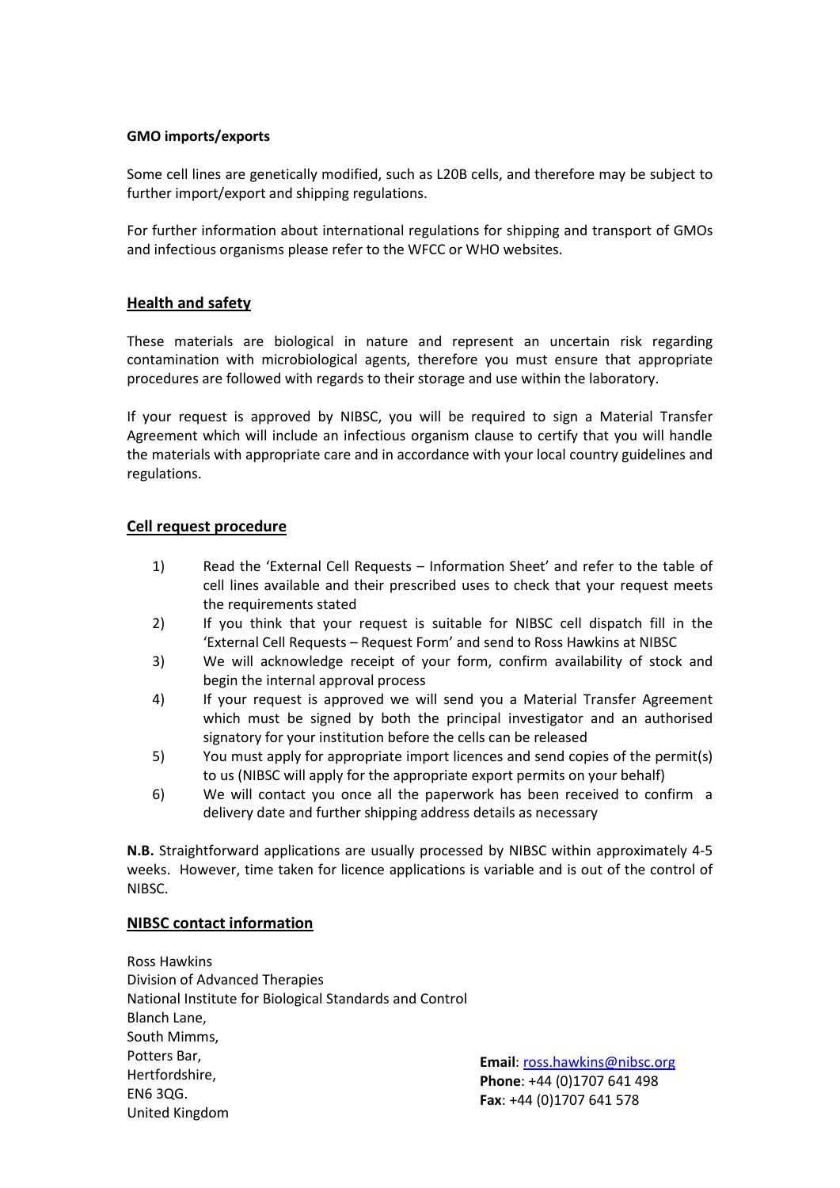**GMO imports/exports**

Some cell lines are genetically modified, such as L20B cells, and therefore may be subject to further import/export and shipping regulations.

For further information about international regulations for shipping and transport of GMOs and infectious organisms please refer to the WFCC or WHO websites.

## Health and safety

These materials are biological in nature and represent an uncertain risk regarding contamination with microbiological agents, therefore you must ensure that appropriate procedures are followed with regards to their storage and use within the laboratory.

If your request is approved by NIBSC, you will be required to sign a Material Transfer Agreement which will include an infectious organism clause to certify that you will handle the materials with appropriate care and in accordance with your local country guidelines and regulations.

## Cell request procedure

1) Read the 'External Cell Requests – Information Sheet' and refer to the table of cell lines available and their prescribed uses to check that your request meets the requirements stated
2) If you think that your request is suitable for NIBSC cell dispatch fill in the 'External Cell Requests – Request Form' and send to Ross Hawkins at NIBSC
3) We will acknowledge receipt of your form, confirm availability of stock and begin the internal approval process
4) If your request is approved we will send you a Material Transfer Agreement which must be signed by both the principal investigator and an authorised signatory for your institution before the cells can be released
5) You must apply for appropriate import licences and send copies of the permit(s) to us (NIBSC will apply for the appropriate export permits on your behalf)
6) We will contact you once all the paperwork has been received to confirm a delivery date and further shipping address details as necessary

**N.B.** Straightforward applications are usually processed by NIBSC within approximately 4-5 weeks. However, time taken for licence applications is variable and is out of the control of NIBSC.

## NIBSC contact information

Ross Hawkins
Division of Advanced Therapies
National Institute for Biological Standards and Control
Blanch Lane,
South Mimms,
Potters Bar,
Hertfordshire,
EN6 3QG.
United Kingdom

**Email**: ross.hawkins@nibsc.org
**Phone**: +44 (0)1707 641 498
**Fax**: +44 (0)1707 641 578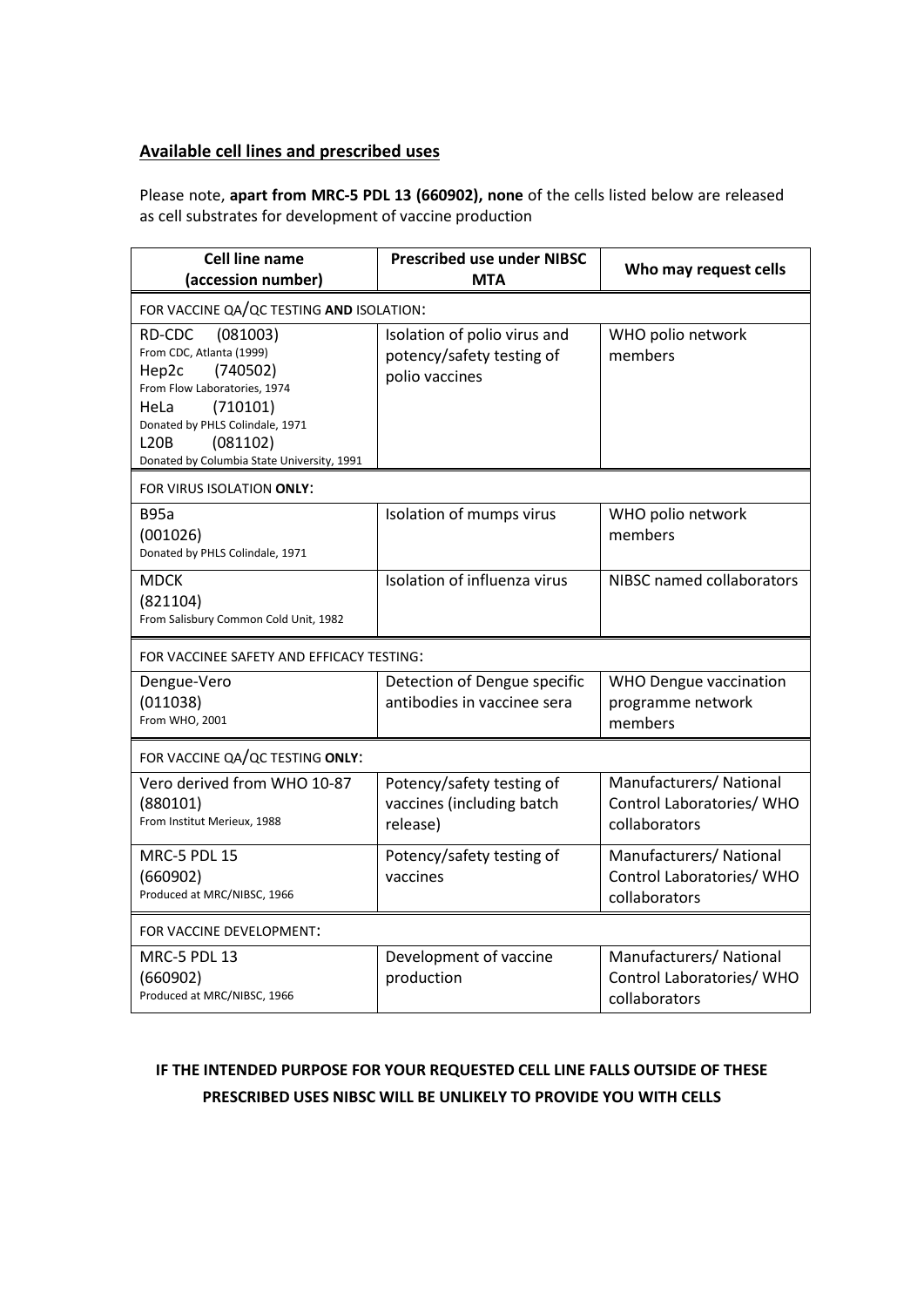## Available cell lines and prescribed uses

Please note, **apart from MRC-5 PDL 13 (660902), none** of the cells listed below are released as cell substrates for development of vaccine production

| Cell line name (accession number) | Prescribed use under NIBSC MTA | Who may request cells |
|---|---|---|
| FOR VACCINE QA/QC TESTING **AND** ISOLATION: | | |
| RD-CDC (081003)<br>From CDC, Atlanta (1999)<br>Hep2c (740502)<br>From Flow Laboratories, 1974<br>HeLa (710101)<br>Donated by PHLS Colindale, 1971<br>L20B (081102)<br>Donated by Columbia State University, 1991 | Isolation of polio virus and potency/safety testing of polio vaccines | WHO polio network members |
| FOR VIRUS ISOLATION **ONLY**: | | |
| B95a<br>(001026)<br>Donated by PHLS Colindale, 1971 | Isolation of mumps virus | WHO polio network members |
| MDCK<br>(821104)<br>From Salisbury Common Cold Unit, 1982 | Isolation of influenza virus | NIBSC named collaborators |
| FOR VACCINEE SAFETY AND EFFICACY TESTING: | | |
| Dengue-Vero<br>(011038)<br>From WHO, 2001 | Detection of Dengue specific antibodies in vaccinee sera | WHO Dengue vaccination programme network members |
| FOR VACCINE QA/QC TESTING **ONLY**: | | |
| Vero derived from WHO 10-87<br>(880101)<br>From Institut Merieux, 1988 | Potency/safety testing of vaccines (including batch release) | Manufacturers/ National Control Laboratories/ WHO collaborators |
| MRC-5 PDL 15<br>(660902)<br>Produced at MRC/NIBSC, 1966 | Potency/safety testing of vaccines | Manufacturers/ National Control Laboratories/ WHO collaborators |
| FOR VACCINE DEVELOPMENT: | | |
| MRC-5 PDL 13<br>(660902)<br>Produced at MRC/NIBSC, 1966 | Development of vaccine production | Manufacturers/ National Control Laboratories/ WHO collaborators |

**IF THE INTENDED PURPOSE FOR YOUR REQUESTED CELL LINE FALLS OUTSIDE OF THESE PRESCRIBED USES NIBSC WILL BE UNLIKELY TO PROVIDE YOU WITH CELLS**